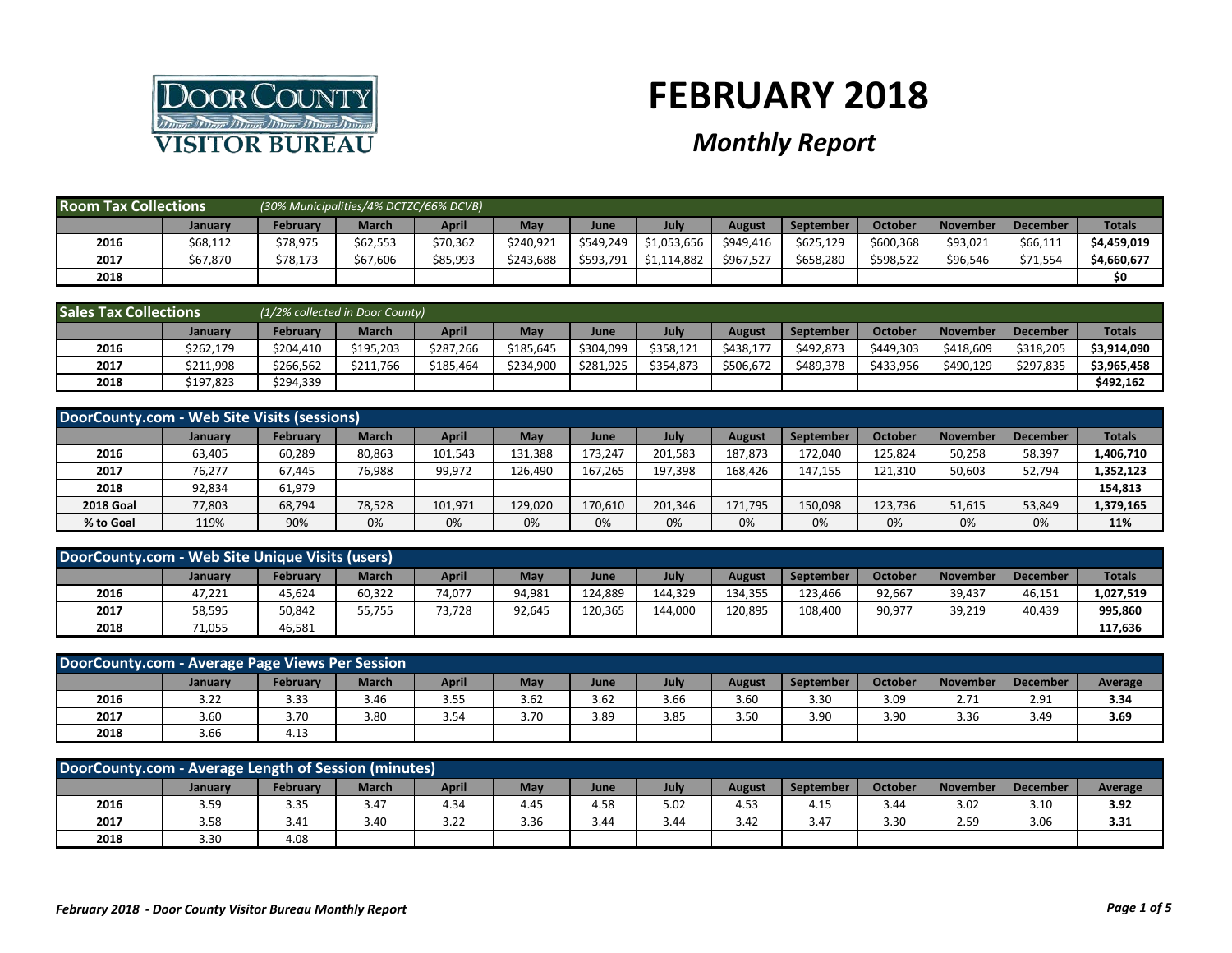# FEBRUARY 2018

## *Monthly Report*

DOOR COUNTY VISITOR BUREAU

**Room Tax Collections** *(30% Municipalities/4% DCTZC/66% DCVB)*

| | January | February | March | April | May | June | July | August | September | October | November | December | Totals |
|---|---|---|---|---|---|---|---|---|---|---|---|---|---|
| 2016 | $68,112 | $78,975 | $62,553 | $70,362 | $240,921 | $549,249 | $1,053,656 | $949,416 | $625,129 | $600,368 | $93,021 | $66,111 | **$4,459,019** |
| 2017 | $67,870 | $78,173 | $67,606 | $85,993 | $243,688 | $593,791 | $1,114,882 | $967,527 | $658,280 | $598,522 | $96,546 | $71,554 | **$4,660,677** |
| 2018 | | | | | | | | | | | | | **$0** |

**Sales Tax Collections** *(1/2% collected in Door County)*

| | January | February | March | April | May | June | July | August | September | October | November | December | Totals |
|---|---|---|---|---|---|---|---|---|---|---|---|---|---|
| 2016 | $262,179 | $204,410 | $195,203 | $287,266 | $185,645 | $304,099 | $358,121 | $438,177 | $492,873 | $449,303 | $418,609 | $318,205 | **$3,914,090** |
| 2017 | $211,998 | $266,562 | $211,766 | $185,464 | $234,900 | $281,925 | $354,873 | $506,672 | $489,378 | $433,956 | $490,129 | $297,835 | **$3,965,458** |
| 2018 | $197,823 | $294,339 | | | | | | | | | | | **$492,162** |

**DoorCounty.com - Web Site Visits (sessions)**

| | January | February | March | April | May | June | July | August | September | October | November | December | Totals |
|---|---|---|---|---|---|---|---|---|---|---|---|---|---|
| 2016 | 63,405 | 60,289 | 80,863 | 101,543 | 131,388 | 173,247 | 201,583 | 187,873 | 172,040 | 125,824 | 50,258 | 58,397 | **1,406,710** |
| 2017 | 76,277 | 67,445 | 76,988 | 99,972 | 126,490 | 167,265 | 197,398 | 168,426 | 147,155 | 121,310 | 50,603 | 52,794 | **1,352,123** |
| 2018 | 92,834 | 61,979 | | | | | | | | | | | **154,813** |
| 2018 Goal | 77,803 | 68,794 | 78,528 | 101,971 | 129,020 | 170,610 | 201,346 | 171,795 | 150,098 | 123,736 | 51,615 | 53,849 | **1,379,165** |
| % to Goal | 119% | 90% | 0% | 0% | 0% | 0% | 0% | 0% | 0% | 0% | 0% | 0% | **11%** |

**DoorCounty.com - Web Site Unique Visits (users)**

| | January | February | March | April | May | June | July | August | September | October | November | December | Totals |
|---|---|---|---|---|---|---|---|---|---|---|---|---|---|
| 2016 | 47,221 | 45,624 | 60,322 | 74,077 | 94,981 | 124,889 | 144,329 | 134,355 | 123,466 | 92,667 | 39,437 | 46,151 | **1,027,519** |
| 2017 | 58,595 | 50,842 | 55,755 | 73,728 | 92,645 | 120,365 | 144,000 | 120,895 | 108,400 | 90,977 | 39,219 | 40,439 | **995,860** |
| 2018 | 71,055 | 46,581 | | | | | | | | | | | **117,636** |

**DoorCounty.com - Average Page Views Per Session**

| | January | February | March | April | May | June | July | August | September | October | November | December | Average |
|---|---|---|---|---|---|---|---|---|---|---|---|---|---|
| 2016 | 3.22 | 3.33 | 3.46 | 3.55 | 3.62 | 3.62 | 3.66 | 3.60 | 3.30 | 3.09 | 2.71 | 2.91 | **3.34** |
| 2017 | 3.60 | 3.70 | 3.80 | 3.54 | 3.70 | 3.89 | 3.85 | 3.50 | 3.90 | 3.90 | 3.36 | 3.49 | **3.69** |
| 2018 | 3.66 | 4.13 | | | | | | | | | | | |

**DoorCounty.com - Average Length of Session (minutes)**

| | January | February | March | April | May | June | July | August | September | October | November | December | Average |
|---|---|---|---|---|---|---|---|---|---|---|---|---|---|
| 2016 | 3.59 | 3.35 | 3.47 | 4.34 | 4.45 | 4.58 | 5.02 | 4.53 | 4.15 | 3.44 | 3.02 | 3.10 | **3.92** |
| 2017 | 3.58 | 3.41 | 3.40 | 3.22 | 3.36 | 3.44 | 3.44 | 3.42 | 3.47 | 3.30 | 2.59 | 3.06 | **3.31** |
| 2018 | 3.30 | 4.08 | | | | | | | | | | | |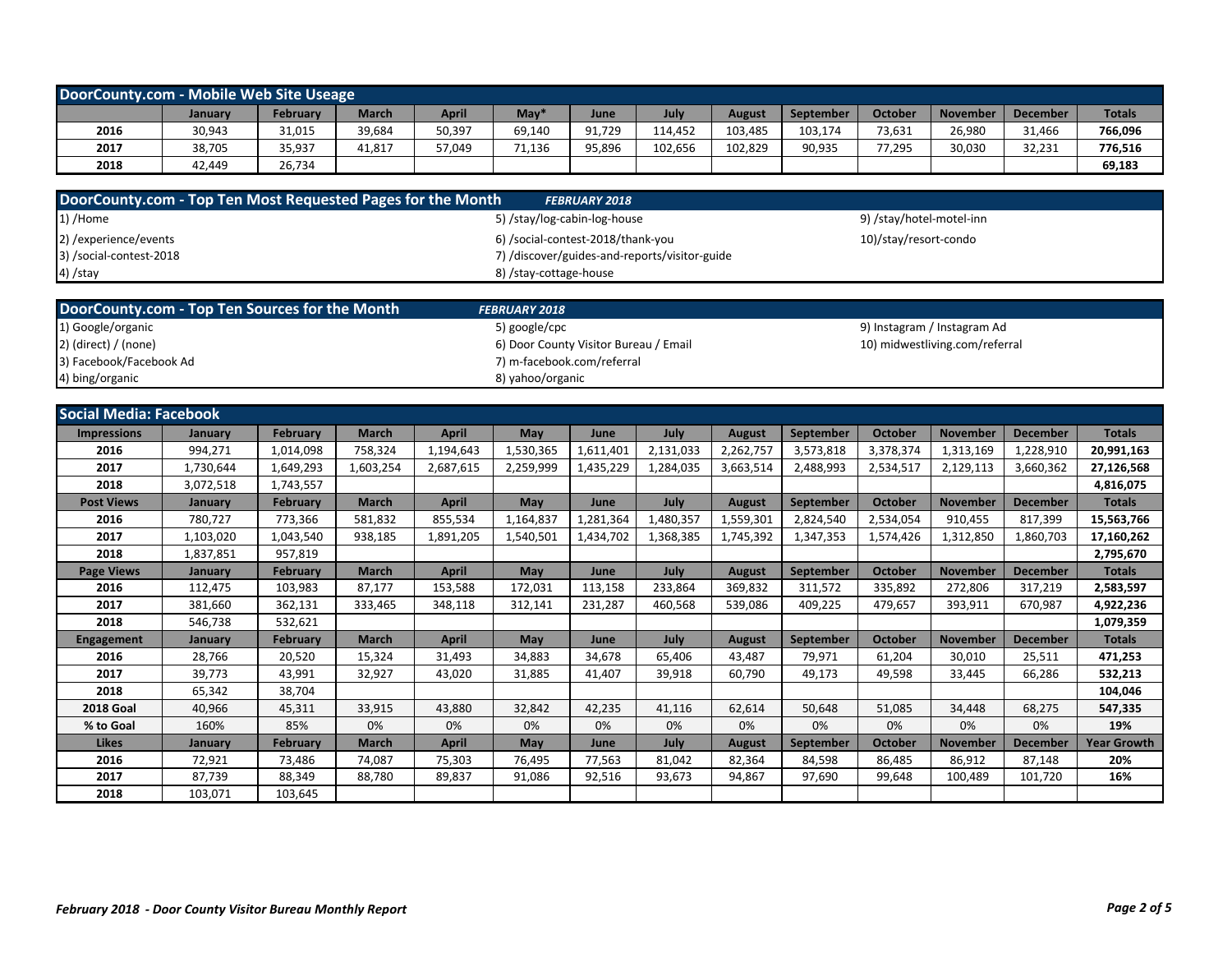## DoorCounty.com - Mobile Web Site Useage

| | January | February | March | April | May* | June | July | August | September | October | November | December | Totals |
|---|---|---|---|---|---|---|---|---|---|---|---|---|---|
| 2016 | 30,943 | 31,015 | 39,684 | 50,397 | 69,140 | 91,729 | 114,452 | 103,485 | 103,174 | 73,631 | 26,980 | 31,466 | **766,096** |
| 2017 | 38,705 | 35,937 | 41,817 | 57,049 | 71,136 | 95,896 | 102,656 | 102,829 | 90,935 | 77,295 | 30,030 | 32,231 | **776,516** |
| 2018 | 42,449 | 26,734 | | | | | | | | | | | **69,183** |

## DoorCounty.com - Top Ten Most Requested Pages for the Month *FEBRUARY 2018*

1) /Home
2) /experience/events
3) /social-contest-2018
4) /stay
5) /stay/log-cabin-log-house
6) /social-contest-2018/thank-you
7) /discover/guides-and-reports/visitor-guide
8) /stay-cottage-house
9) /stay/hotel-motel-inn
10)/stay/resort-condo

## DoorCounty.com - Top Ten Sources for the Month *FEBRUARY 2018*

1) Google/organic
2) (direct) / (none)
3) Facebook/Facebook Ad
4) bing/organic
5) google/cpc
6) Door County Visitor Bureau / Email
7) m-facebook.com/referral
8) yahoo/organic
9) Instagram / Instagram Ad
10) midwestliving.com/referral

## Social Media: Facebook

| **Impressions** | January | February | March | April | May | June | July | August | September | October | November | December | Totals |
|---|---|---|---|---|---|---|---|---|---|---|---|---|---|
| 2016 | 994,271 | 1,014,098 | 758,324 | 1,194,643 | 1,530,365 | 1,611,401 | 2,131,033 | 2,262,757 | 3,573,818 | 3,378,374 | 1,313,169 | 1,228,910 | **20,991,163** |
| 2017 | 1,730,644 | 1,649,293 | 1,603,254 | 2,687,615 | 2,259,999 | 1,435,229 | 1,284,035 | 3,663,514 | 2,488,993 | 2,534,517 | 2,129,113 | 3,660,362 | **27,126,568** |
| 2018 | 3,072,518 | 1,743,557 | | | | | | | | | | | **4,816,075** |
| **Post Views** | January | February | March | April | May | June | July | August | September | October | November | December | Totals |
| 2016 | 780,727 | 773,366 | 581,832 | 855,534 | 1,164,837 | 1,281,364 | 1,480,357 | 1,559,301 | 2,824,540 | 2,534,054 | 910,455 | 817,399 | **15,563,766** |
| 2017 | 1,103,020 | 1,043,540 | 938,185 | 1,891,205 | 1,540,501 | 1,434,702 | 1,368,385 | 1,745,392 | 1,347,353 | 1,574,426 | 1,312,850 | 1,860,703 | **17,160,262** |
| 2018 | 1,837,851 | 957,819 | | | | | | | | | | | **2,795,670** |
| **Page Views** | January | February | March | April | May | June | July | August | September | October | November | December | Totals |
| 2016 | 112,475 | 103,983 | 87,177 | 153,588 | 172,031 | 113,158 | 233,864 | 369,832 | 311,572 | 335,892 | 272,806 | 317,219 | **2,583,597** |
| 2017 | 381,660 | 362,131 | 333,465 | 348,118 | 312,141 | 231,287 | 460,568 | 539,086 | 409,225 | 479,657 | 393,911 | 670,987 | **4,922,236** |
| 2018 | 546,738 | 532,621 | | | | | | | | | | | **1,079,359** |
| **Engagement** | January | February | March | April | May | June | July | August | September | October | November | December | Totals |
| 2016 | 28,766 | 20,520 | 15,324 | 31,493 | 34,883 | 34,678 | 65,406 | 43,487 | 79,971 | 61,204 | 30,010 | 25,511 | **471,253** |
| 2017 | 39,773 | 43,991 | 32,927 | 43,020 | 31,885 | 41,407 | 39,918 | 60,790 | 49,173 | 49,598 | 33,445 | 66,286 | **532,213** |
| 2018 | 65,342 | 38,704 | | | | | | | | | | | **104,046** |
| **2018 Goal** | 40,966 | 45,311 | 33,915 | 43,880 | 32,842 | 42,235 | 41,116 | 62,614 | 50,648 | 51,085 | 34,448 | 68,275 | **547,335** |
| **% to Goal** | 160% | 85% | 0% | 0% | 0% | 0% | 0% | 0% | 0% | 0% | 0% | 0% | **19%** |
| **Likes** | January | February | March | April | May | June | July | August | September | October | November | December | Year Growth |
| 2016 | 72,921 | 73,486 | 74,087 | 75,303 | 76,495 | 77,563 | 81,042 | 82,364 | 84,598 | 86,485 | 86,912 | 87,148 | **20%** |
| 2017 | 87,739 | 88,349 | 88,780 | 89,837 | 91,086 | 92,516 | 93,673 | 94,867 | 97,690 | 99,648 | 100,489 | 101,720 | **16%** |
| 2018 | 103,071 | 103,645 | | | | | | | | | | | |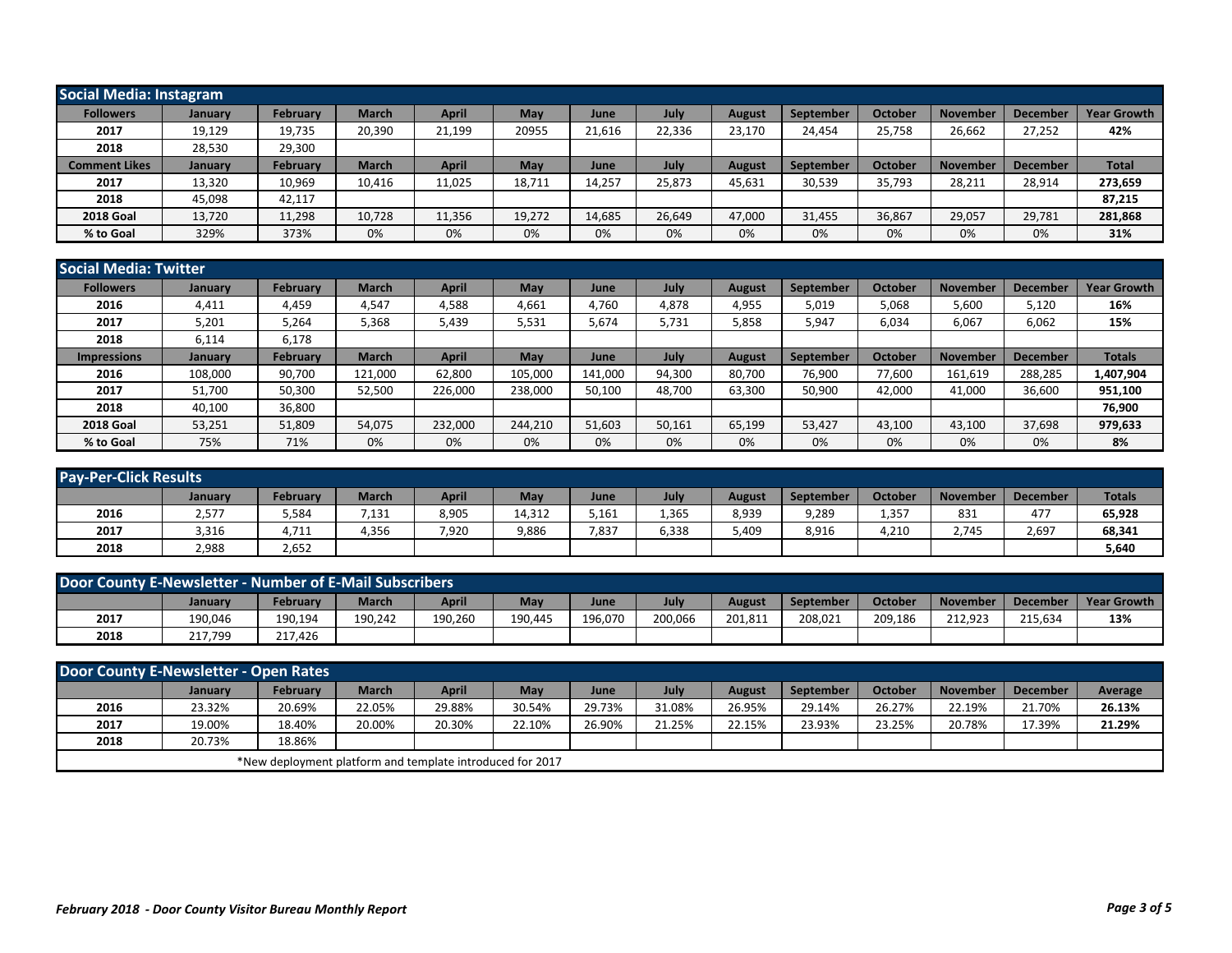## Social Media: Instagram

| Followers | January | February | March | April | May | June | July | August | September | October | November | December | Year Growth |
|---|---|---|---|---|---|---|---|---|---|---|---|---|---|
| 2017 | 19,129 | 19,735 | 20,390 | 21,199 | 20955 | 21,616 | 22,336 | 23,170 | 24,454 | 25,758 | 26,662 | 27,252 | 42% |
| 2018 | 28,530 | 29,300 | | | | | | | | | | | |
| **Comment Likes** | **January** | **February** | **March** | **April** | **May** | **June** | **July** | **August** | **September** | **October** | **November** | **December** | **Total** |
| 2017 | 13,320 | 10,969 | 10,416 | 11,025 | 18,711 | 14,257 | 25,873 | 45,631 | 30,539 | 35,793 | 28,211 | 28,914 | 273,659 |
| 2018 | 45,098 | 42,117 | | | | | | | | | | | 87,215 |
| 2018 Goal | 13,720 | 11,298 | 10,728 | 11,356 | 19,272 | 14,685 | 26,649 | 47,000 | 31,455 | 36,867 | 29,057 | 29,781 | 281,868 |
| % to Goal | 329% | 373% | 0% | 0% | 0% | 0% | 0% | 0% | 0% | 0% | 0% | 0% | 31% |

## Social Media: Twitter

| Followers | January | February | March | April | May | June | July | August | September | October | November | December | Year Growth |
|---|---|---|---|---|---|---|---|---|---|---|---|---|---|
| 2016 | 4,411 | 4,459 | 4,547 | 4,588 | 4,661 | 4,760 | 4,878 | 4,955 | 5,019 | 5,068 | 5,600 | 5,120 | 16% |
| 2017 | 5,201 | 5,264 | 5,368 | 5,439 | 5,531 | 5,674 | 5,731 | 5,858 | 5,947 | 6,034 | 6,067 | 6,062 | 15% |
| 2018 | 6,114 | 6,178 | | | | | | | | | | | |
| **Impressions** | **January** | **February** | **March** | **April** | **May** | **June** | **July** | **August** | **September** | **October** | **November** | **December** | **Totals** |
| 2016 | 108,000 | 90,700 | 121,000 | 62,800 | 105,000 | 141,000 | 94,300 | 80,700 | 76,900 | 77,600 | 161,619 | 288,285 | 1,407,904 |
| 2017 | 51,700 | 50,300 | 52,500 | 226,000 | 238,000 | 50,100 | 48,700 | 63,300 | 50,900 | 42,000 | 41,000 | 36,600 | 951,100 |
| 2018 | 40,100 | 36,800 | | | | | | | | | | | 76,900 |
| 2018 Goal | 53,251 | 51,809 | 54,075 | 232,000 | 244,210 | 51,603 | 50,161 | 65,199 | 53,427 | 43,100 | 43,100 | 37,698 | 979,633 |
| % to Goal | 75% | 71% | 0% | 0% | 0% | 0% | 0% | 0% | 0% | 0% | 0% | 0% | 8% |

## Pay-Per-Click Results

| | January | February | March | April | May | June | July | August | September | October | November | December | Totals |
|---|---|---|---|---|---|---|---|---|---|---|---|---|---|
| 2016 | 2,577 | 5,584 | 7,131 | 8,905 | 14,312 | 5,161 | 1,365 | 8,939 | 9,289 | 1,357 | 831 | 477 | 65,928 |
| 2017 | 3,316 | 4,711 | 4,356 | 7,920 | 9,886 | 7,837 | 6,338 | 5,409 | 8,916 | 4,210 | 2,745 | 2,697 | 68,341 |
| 2018 | 2,988 | 2,652 | | | | | | | | | | | 5,640 |

## Door County E-Newsletter - Number of E-Mail Subscribers

| | January | February | March | April | May | June | July | August | September | October | November | December | Year Growth |
|---|---|---|---|---|---|---|---|---|---|---|---|---|---|
| 2017 | 190,046 | 190,194 | 190,242 | 190,260 | 190,445 | 196,070 | 200,066 | 201,811 | 208,021 | 209,186 | 212,923 | 215,634 | 13% |
| 2018 | 217,799 | 217,426 | | | | | | | | | | | |

## Door County E-Newsletter - Open Rates

| | January | February | March | April | May | June | July | August | September | October | November | December | Average |
|---|---|---|---|---|---|---|---|---|---|---|---|---|---|
| 2016 | 23.32% | 20.69% | 22.05% | 29.88% | 30.54% | 29.73% | 31.08% | 26.95% | 29.14% | 26.27% | 22.19% | 21.70% | 26.13% |
| 2017 | 19.00% | 18.40% | 20.00% | 20.30% | 22.10% | 26.90% | 21.25% | 22.15% | 23.93% | 23.25% | 20.78% | 17.39% | 21.29% |
| 2018 | 20.73% | 18.86% | | | | | | | | | | | |

*New deployment platform and template introduced for 2017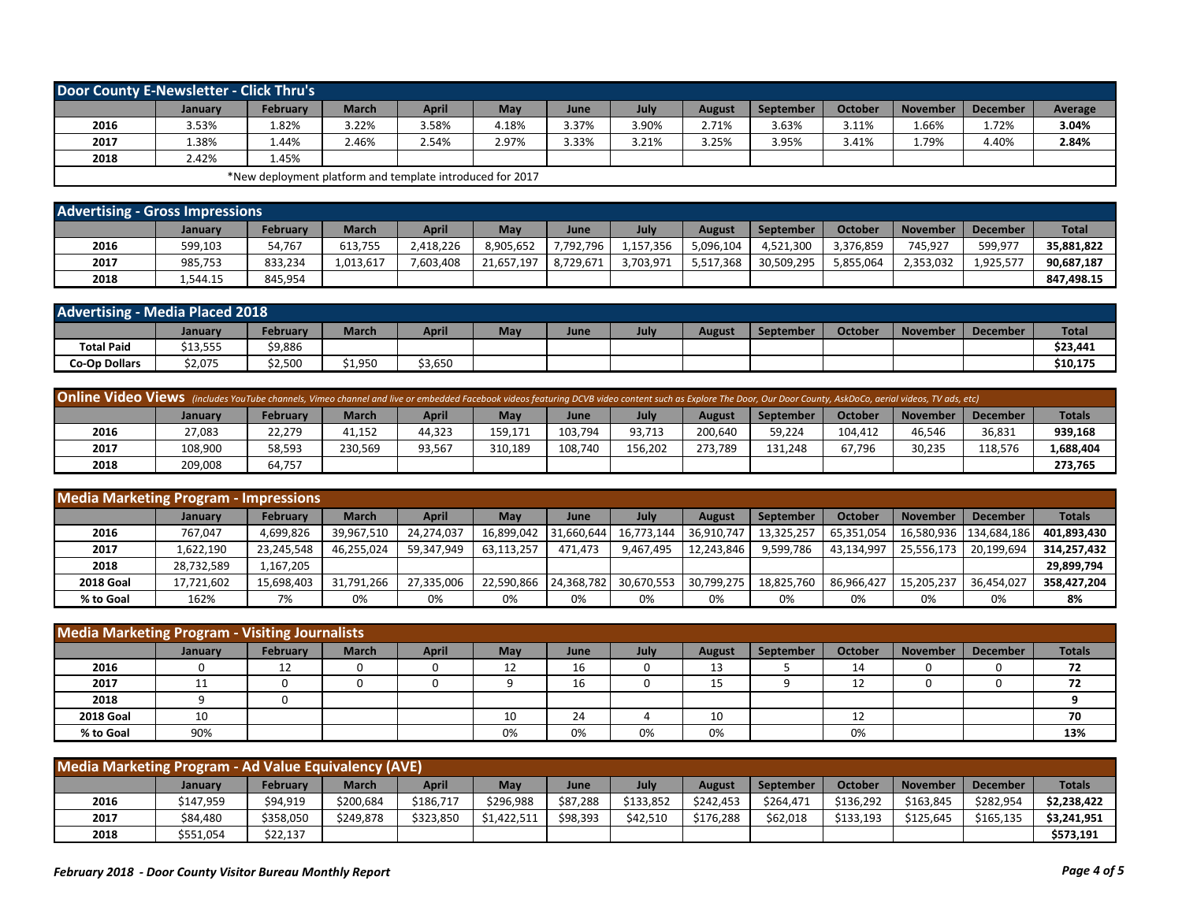## Door County E-Newsletter - Click Thru's

| | January | February | March | April | May | June | July | August | September | October | November | December | Average |
|---|---|---|---|---|---|---|---|---|---|---|---|---|---|
| 2016 | 3.53% | 1.82% | 3.22% | 3.58% | 4.18% | 3.37% | 3.90% | 2.71% | 3.63% | 3.11% | 1.66% | 1.72% | **3.04%** |
| 2017 | 1.38% | 1.44% | 2.46% | 2.54% | 2.97% | 3.33% | 3.21% | 3.25% | 3.95% | 3.41% | 1.79% | 4.40% | **2.84%** |
| 2018 | 2.42% | 1.45% | | | | | | | | | | | |

*New deployment platform and template introduced for 2017

## Advertising - Gross Impressions

| | January | February | March | April | May | June | July | August | September | October | November | December | Total |
|---|---|---|---|---|---|---|---|---|---|---|---|---|---|
| 2016 | 599,103 | 54,767 | 613,755 | 2,418,226 | 8,905,652 | 7,792,796 | 1,157,356 | 5,096,104 | 4,521,300 | 3,376,859 | 745,927 | 599,977 | **35,881,822** |
| 2017 | 985,753 | 833,234 | 1,013,617 | 7,603,408 | 21,657,197 | 8,729,671 | 3,703,971 | 5,517,368 | 30,509,295 | 5,855,064 | 2,353,032 | 1,925,577 | **90,687,187** |
| 2018 | 1,544.15 | 845,954 | | | | | | | | | | | **847,498.15** |

## Advertising - Media Placed 2018

| | January | February | March | April | May | June | July | August | September | October | November | December | Total |
|---|---|---|---|---|---|---|---|---|---|---|---|---|---|
| Total Paid | $13,555 | $9,886 | | | | | | | | | | | **$23,441** |
| Co-Op Dollars | $2,075 | $2,500 | $1,950 | $3,650 | | | | | | | | | **$10,175** |

## Online Video Views *(includes YouTube channels, Vimeo channel and live or embedded Facebook videos featuring DCVB video content such as Explore The Door, Our Door County, AskDoCo, aerial videos, TV ads, etc)*

| | January | February | March | April | May | June | July | August | September | October | November | December | Totals |
|---|---|---|---|---|---|---|---|---|---|---|---|---|---|
| 2016 | 27,083 | 22,279 | 41,152 | 44,323 | 159,171 | 103,794 | 93,713 | 200,640 | 59,224 | 104,412 | 46,546 | 36,831 | **939,168** |
| 2017 | 108,900 | 58,593 | 230,569 | 93,567 | 310,189 | 108,740 | 156,202 | 273,789 | 131,248 | 67,796 | 30,235 | 118,576 | **1,688,404** |
| 2018 | 209,008 | 64,757 | | | | | | | | | | | **273,765** |

## Media Marketing Program - Impressions

| | January | February | March | April | May | June | July | August | September | October | November | December | Totals |
|---|---|---|---|---|---|---|---|---|---|---|---|---|---|
| 2016 | 767,047 | 4,699,826 | 39,967,510 | 24,274,037 | 16,899,042 | 31,660,644 | 16,773,144 | 36,910,747 | 13,325,257 | 65,351,054 | 16,580,936 | 134,684,186 | **401,893,430** |
| 2017 | 1,622,190 | 23,245,548 | 46,255,024 | 59,347,949 | 63,113,257 | 471,473 | 9,467,495 | 12,243,846 | 9,599,786 | 43,134,997 | 25,556,173 | 20,199,694 | **314,257,432** |
| 2018 | 28,732,589 | 1,167,205 | | | | | | | | | | | **29,899,794** |
| 2018 Goal | 17,721,602 | 15,698,403 | 31,791,266 | 27,335,006 | 22,590,866 | 24,368,782 | 30,670,553 | 30,799,275 | 18,825,760 | 86,966,427 | 15,205,237 | 36,454,027 | **358,427,204** |
| % to Goal | 162% | 7% | 0% | 0% | 0% | 0% | 0% | 0% | 0% | 0% | 0% | 0% | **8%** |

## Media Marketing Program - Visiting Journalists

| | January | February | March | April | May | June | July | August | September | October | November | December | Totals |
|---|---|---|---|---|---|---|---|---|---|---|---|---|---|
| 2016 | 0 | 12 | 0 | 0 | 12 | 16 | 0 | 13 | 5 | 14 | 0 | 0 | **72** |
| 2017 | 11 | 0 | 0 | 0 | 9 | 16 | 0 | 15 | 9 | 12 | 0 | 0 | **72** |
| 2018 | 9 | 0 | | | | | | | | | | | **9** |
| 2018 Goal | 10 | | | | 10 | 24 | 4 | 10 | | 12 | | | **70** |
| % to Goal | 90% | | | | 0% | 0% | 0% | 0% | | 0% | | | **13%** |

## Media Marketing Program - Ad Value Equivalency (AVE)

| | January | February | March | April | May | June | July | August | September | October | November | December | Totals |
|---|---|---|---|---|---|---|---|---|---|---|---|---|---|
| 2016 | $147,959 | $94,919 | $200,684 | $186,717 | $296,988 | $87,288 | $133,852 | $242,453 | $264,471 | $136,292 | $163,845 | $282,954 | **$2,238,422** |
| 2017 | $84,480 | $358,050 | $249,878 | $323,850 | $1,422,511 | $98,393 | $42,510 | $176,288 | $62,018 | $133,193 | $125,645 | $165,135 | **$3,241,951** |
| 2018 | $551,054 | $22,137 | | | | | | | | | | | **$573,191** |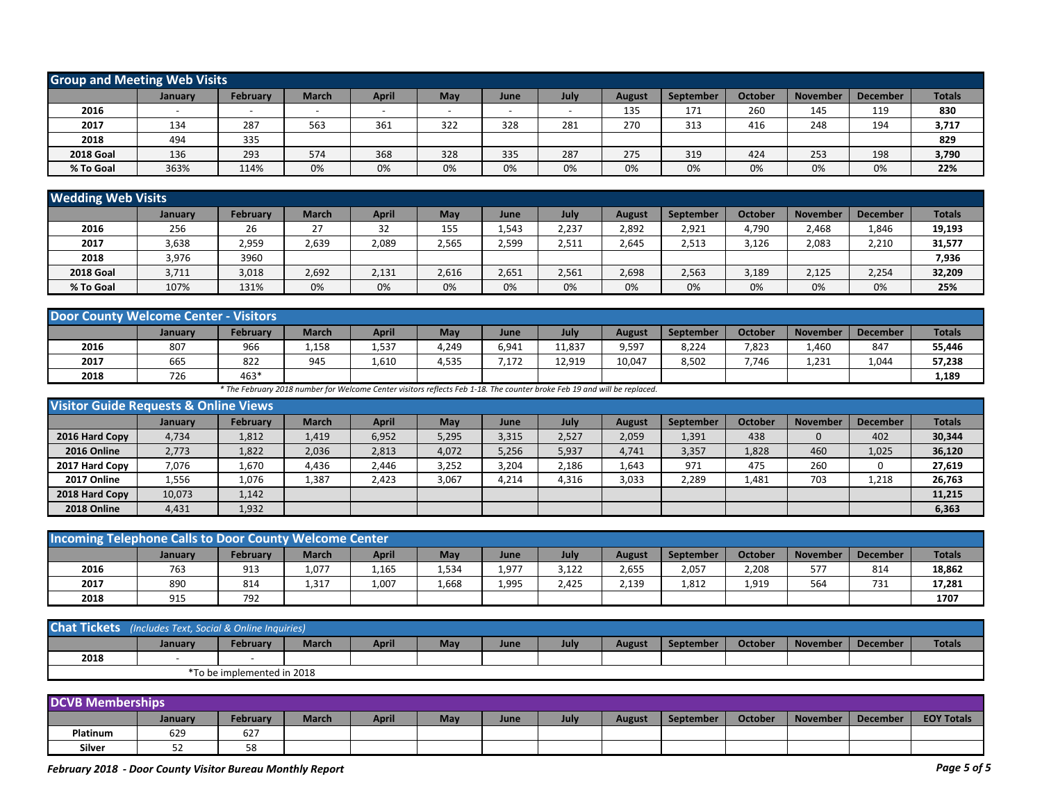## Group and Meeting Web Visits

| | January | February | March | April | May | June | July | August | September | October | November | December | Totals |
|---|---|---|---|---|---|---|---|---|---|---|---|---|---|
| **2016** | - | - | - | - | - | - | - | 135 | 171 | 260 | 145 | 119 | **830** |
| **2017** | 134 | 287 | 563 | 361 | 322 | 328 | 281 | 270 | 313 | 416 | 248 | 194 | **3,717** |
| **2018** | 494 | 335 | | | | | | | | | | | **829** |
| **2018 Goal** | 136 | 293 | 574 | 368 | 328 | 335 | 287 | 275 | 319 | 424 | 253 | 198 | **3,790** |
| **% To Goal** | 363% | 114% | 0% | 0% | 0% | 0% | 0% | 0% | 0% | 0% | 0% | 0% | **22%** |

## Wedding Web Visits

| | January | February | March | April | May | June | July | August | September | October | November | December | Totals |
|---|---|---|---|---|---|---|---|---|---|---|---|---|---|
| **2016** | 256 | 26 | 27 | 32 | 155 | 1,543 | 2,237 | 2,892 | 2,921 | 4,790 | 2,468 | 1,846 | **19,193** |
| **2017** | 3,638 | 2,959 | 2,639 | 2,089 | 2,565 | 2,599 | 2,511 | 2,645 | 2,513 | 3,126 | 2,083 | 2,210 | **31,577** |
| **2018** | 3,976 | 3960 | | | | | | | | | | | **7,936** |
| **2018 Goal** | 3,711 | 3,018 | 2,692 | 2,131 | 2,616 | 2,651 | 2,561 | 2,698 | 2,563 | 3,189 | 2,125 | 2,254 | **32,209** |
| **% To Goal** | 107% | 131% | 0% | 0% | 0% | 0% | 0% | 0% | 0% | 0% | 0% | 0% | **25%** |

## Door County Welcome Center - Visitors

| | January | February | March | April | May | June | July | August | September | October | November | December | Totals |
|---|---|---|---|---|---|---|---|---|---|---|---|---|---|
| **2016** | 807 | 966 | 1,158 | 1,537 | 4,249 | 6,941 | 11,837 | 9,597 | 8,224 | 7,823 | 1,460 | 847 | **55,446** |
| **2017** | 665 | 822 | 945 | 1,610 | 4,535 | 7,172 | 12,919 | 10,047 | 8,502 | 7,746 | 1,231 | 1,044 | **57,238** |
| **2018** | 726 | 463* | | | | | | | | | | | **1,189** |

*\* The February 2018 number for Welcome Center visitors reflects Feb 1-18. The counter broke Feb 19 and will be replaced.*

## Visitor Guide Requests & Online Views

| | January | February | March | April | May | June | July | August | September | October | November | December | Totals |
|---|---|---|---|---|---|---|---|---|---|---|---|---|---|
| **2016 Hard Copy** | 4,734 | 1,812 | 1,419 | 6,952 | 5,295 | 3,315 | 2,527 | 2,059 | 1,391 | 438 | 0 | 402 | **30,344** |
| **2016 Online** | 2,773 | 1,822 | 2,036 | 2,813 | 4,072 | 5,256 | 5,937 | 4,741 | 3,357 | 1,828 | 460 | 1,025 | **36,120** |
| **2017 Hard Copy** | 7,076 | 1,670 | 4,436 | 2,446 | 3,252 | 3,204 | 2,186 | 1,643 | 971 | 475 | 260 | 0 | **27,619** |
| **2017 Online** | 1,556 | 1,076 | 1,387 | 2,423 | 3,067 | 4,214 | 4,316 | 3,033 | 2,289 | 1,481 | 703 | 1,218 | **26,763** |
| **2018 Hard Copy** | 10,073 | 1,142 | | | | | | | | | | | **11,215** |
| **2018 Online** | 4,431 | 1,932 | | | | | | | | | | | **6,363** |

## Incoming Telephone Calls to Door County Welcome Center

| | January | February | March | April | May | June | July | August | September | October | November | December | Totals |
|---|---|---|---|---|---|---|---|---|---|---|---|---|---|
| **2016** | 763 | 913 | 1,077 | 1,165 | 1,534 | 1,977 | 3,122 | 2,655 | 2,057 | 2,208 | 577 | 814 | **18,862** |
| **2017** | 890 | 814 | 1,317 | 1,007 | 1,668 | 1,995 | 2,425 | 2,139 | 1,812 | 1,919 | 564 | 731 | **17,281** |
| **2018** | 915 | 792 | | | | | | | | | | | **1707** |

## Chat Tickets *(Includes Text, Social & Online Inquiries)*

| | January | February | March | April | May | June | July | August | September | October | November | December | Totals |
|---|---|---|---|---|---|---|---|---|---|---|---|---|---|
| **2018** | - | - | | | | | | | | | | | |

*To be implemented in 2018

## DCVB Memberships

| | January | February | March | April | May | June | July | August | September | October | November | December | EOY Totals |
|---|---|---|---|---|---|---|---|---|---|---|---|---|---|
| **Platinum** | 629 | 627 | | | | | | | | | | | |
| **Silver** | 52 | 58 | | | | | | | | | | | |

*February 2018 - Door County Visitor Bureau Monthly Report*